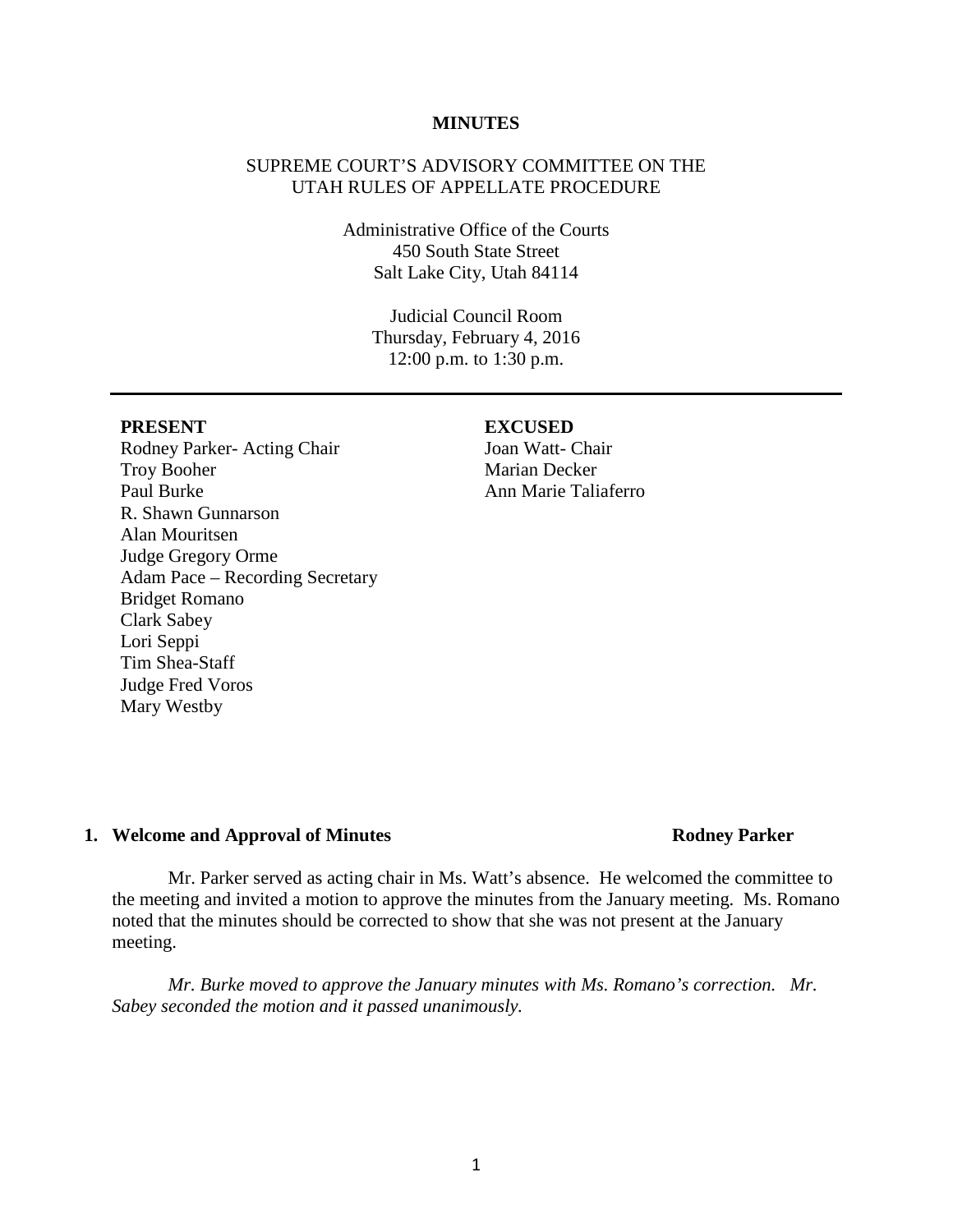# MINUTES

SUPREME COURT'S ADVISORY COMMITTEE ON THE UTAH RULES OF APPELLATE PROCEDURE

Administrative Office of the Courts
450 South State Street
Salt Lake City, Utah 84114

Judicial Council Room
Thursday, February 4, 2016
12:00 p.m. to 1:30 p.m.

---

**PRESENT**

Rodney Parker- Acting Chair
Troy Booher
Paul Burke
R. Shawn Gunnarson
Alan Mouritsen
Judge Gregory Orme
Adam Pace – Recording Secretary
Bridget Romano
Clark Sabey
Lori Seppi
Tim Shea-Staff
Judge Fred Voros
Mary Westby

**EXCUSED**

Joan Watt- Chair
Marian Decker
Ann Marie Taliaferro

## 1. Welcome and Approval of Minutes — Rodney Parker

Mr. Parker served as acting chair in Ms. Watt's absence. He welcomed the committee to the meeting and invited a motion to approve the minutes from the January meeting. Ms. Romano noted that the minutes should be corrected to show that she was not present at the January meeting.

*Mr. Burke moved to approve the January minutes with Ms. Romano's correction. Mr. Sabey seconded the motion and it passed unanimously.*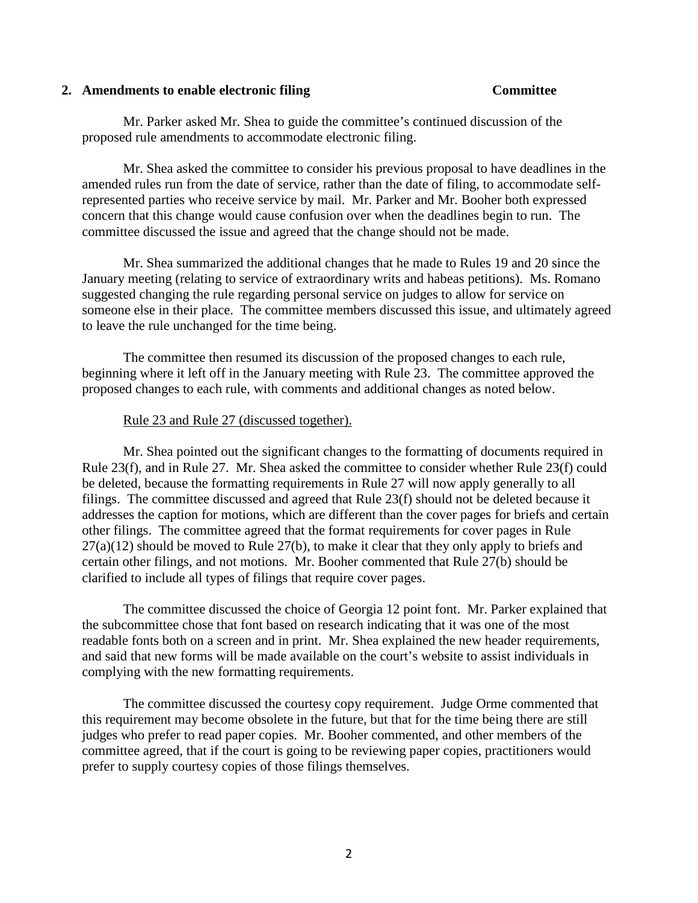**2. Amendments to enable electronic filing** **Committee**

Mr. Parker asked Mr. Shea to guide the committee's continued discussion of the proposed rule amendments to accommodate electronic filing.

Mr. Shea asked the committee to consider his previous proposal to have deadlines in the amended rules run from the date of service, rather than the date of filing, to accommodate self-represented parties who receive service by mail. Mr. Parker and Mr. Booher both expressed concern that this change would cause confusion over when the deadlines begin to run. The committee discussed the issue and agreed that the change should not be made.

Mr. Shea summarized the additional changes that he made to Rules 19 and 20 since the January meeting (relating to service of extraordinary writs and habeas petitions). Ms. Romano suggested changing the rule regarding personal service on judges to allow for service on someone else in their place. The committee members discussed this issue, and ultimately agreed to leave the rule unchanged for the time being.

The committee then resumed its discussion of the proposed changes to each rule, beginning where it left off in the January meeting with Rule 23. The committee approved the proposed changes to each rule, with comments and additional changes as noted below.

Rule 23 and Rule 27 (discussed together).

Mr. Shea pointed out the significant changes to the formatting of documents required in Rule 23(f), and in Rule 27. Mr. Shea asked the committee to consider whether Rule 23(f) could be deleted, because the formatting requirements in Rule 27 will now apply generally to all filings. The committee discussed and agreed that Rule 23(f) should not be deleted because it addresses the caption for motions, which are different than the cover pages for briefs and certain other filings. The committee agreed that the format requirements for cover pages in Rule 27(a)(12) should be moved to Rule 27(b), to make it clear that they only apply to briefs and certain other filings, and not motions. Mr. Booher commented that Rule 27(b) should be clarified to include all types of filings that require cover pages.

The committee discussed the choice of Georgia 12 point font. Mr. Parker explained that the subcommittee chose that font based on research indicating that it was one of the most readable fonts both on a screen and in print. Mr. Shea explained the new header requirements, and said that new forms will be made available on the court's website to assist individuals in complying with the new formatting requirements.

The committee discussed the courtesy copy requirement. Judge Orme commented that this requirement may become obsolete in the future, but that for the time being there are still judges who prefer to read paper copies. Mr. Booher commented, and other members of the committee agreed, that if the court is going to be reviewing paper copies, practitioners would prefer to supply courtesy copies of those filings themselves.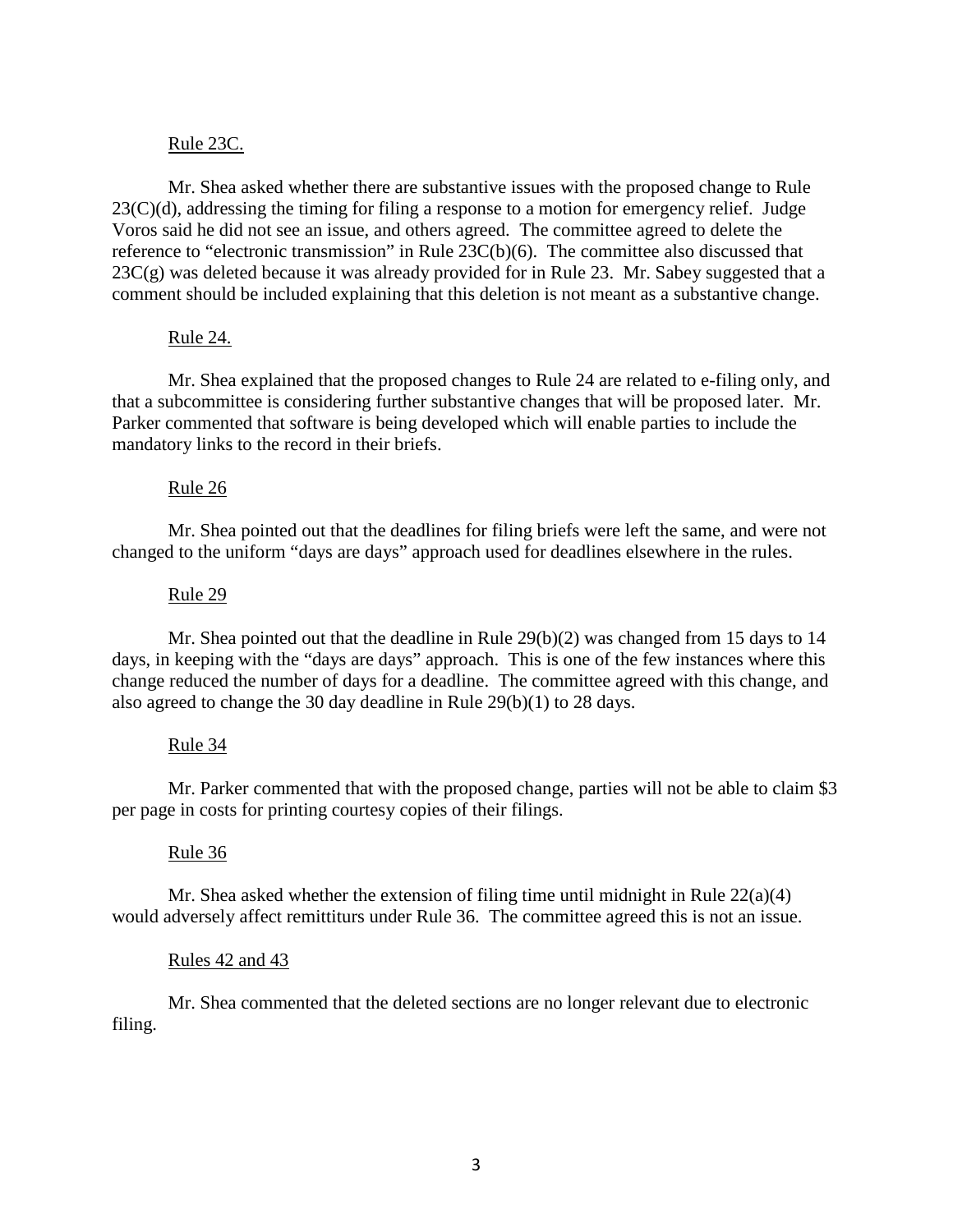Rule 23C.

Mr. Shea asked whether there are substantive issues with the proposed change to Rule 23(C)(d), addressing the timing for filing a response to a motion for emergency relief. Judge Voros said he did not see an issue, and others agreed. The committee agreed to delete the reference to "electronic transmission" in Rule 23C(b)(6). The committee also discussed that 23C(g) was deleted because it was already provided for in Rule 23. Mr. Sabey suggested that a comment should be included explaining that this deletion is not meant as a substantive change.

Rule 24.

Mr. Shea explained that the proposed changes to Rule 24 are related to e-filing only, and that a subcommittee is considering further substantive changes that will be proposed later. Mr. Parker commented that software is being developed which will enable parties to include the mandatory links to the record in their briefs.

Rule 26

Mr. Shea pointed out that the deadlines for filing briefs were left the same, and were not changed to the uniform "days are days" approach used for deadlines elsewhere in the rules.

Rule 29

Mr. Shea pointed out that the deadline in Rule 29(b)(2) was changed from 15 days to 14 days, in keeping with the "days are days" approach. This is one of the few instances where this change reduced the number of days for a deadline. The committee agreed with this change, and also agreed to change the 30 day deadline in Rule 29(b)(1) to 28 days.

Rule 34

Mr. Parker commented that with the proposed change, parties will not be able to claim $3 per page in costs for printing courtesy copies of their filings.

Rule 36

Mr. Shea asked whether the extension of filing time until midnight in Rule 22(a)(4) would adversely affect remittiturs under Rule 36. The committee agreed this is not an issue.

Rules 42 and 43

Mr. Shea commented that the deleted sections are no longer relevant due to electronic filing.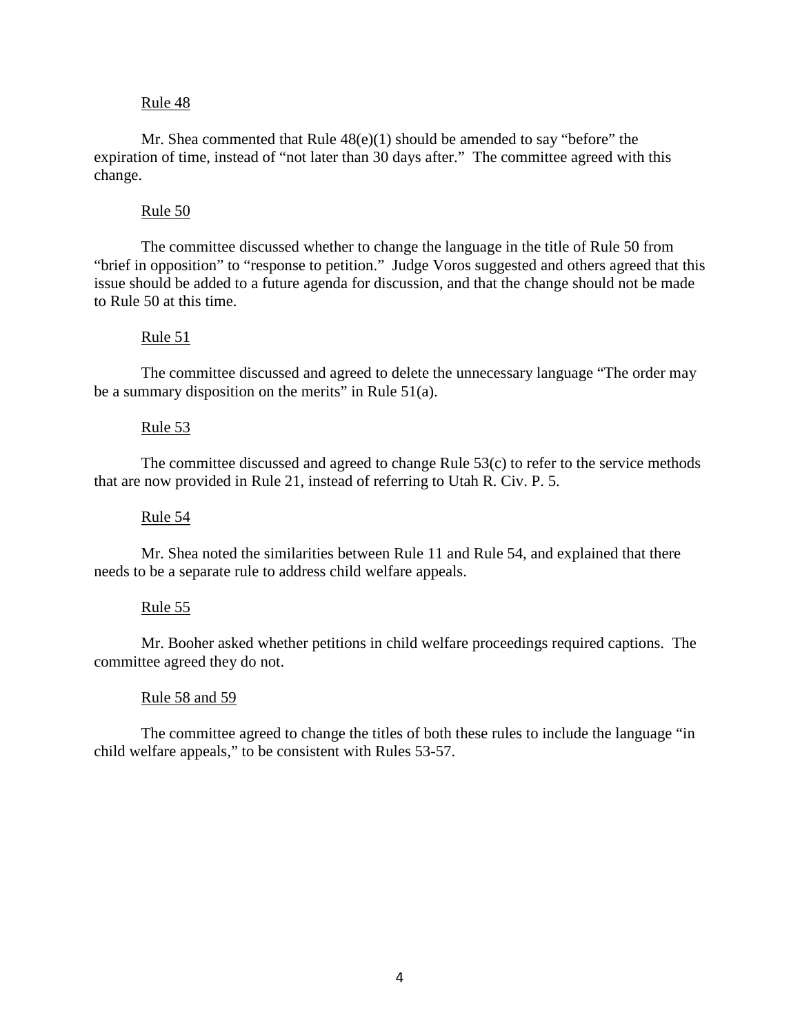Rule 48

Mr. Shea commented that Rule 48(e)(1) should be amended to say "before" the expiration of time, instead of "not later than 30 days after." The committee agreed with this change.

Rule 50

The committee discussed whether to change the language in the title of Rule 50 from "brief in opposition" to "response to petition." Judge Voros suggested and others agreed that this issue should be added to a future agenda for discussion, and that the change should not be made to Rule 50 at this time.

Rule 51

The committee discussed and agreed to delete the unnecessary language "The order may be a summary disposition on the merits" in Rule 51(a).

Rule 53

The committee discussed and agreed to change Rule 53(c) to refer to the service methods that are now provided in Rule 21, instead of referring to Utah R. Civ. P. 5.

Rule 54

Mr. Shea noted the similarities between Rule 11 and Rule 54, and explained that there needs to be a separate rule to address child welfare appeals.

Rule 55

Mr. Booher asked whether petitions in child welfare proceedings required captions. The committee agreed they do not.

Rule 58 and 59

The committee agreed to change the titles of both these rules to include the language "in child welfare appeals," to be consistent with Rules 53-57.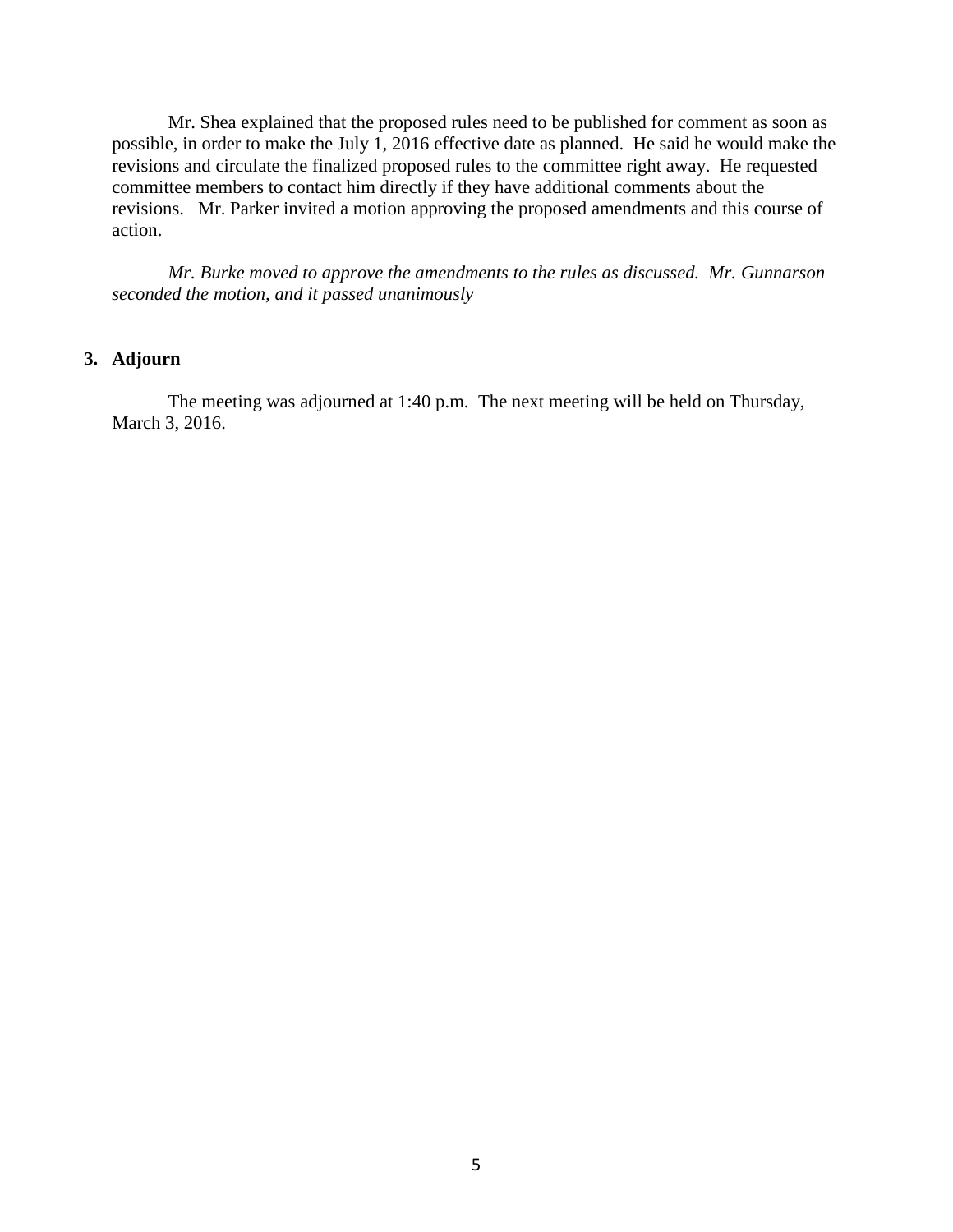Mr. Shea explained that the proposed rules need to be published for comment as soon as possible, in order to make the July 1, 2016 effective date as planned. He said he would make the revisions and circulate the finalized proposed rules to the committee right away. He requested committee members to contact him directly if they have additional comments about the revisions. Mr. Parker invited a motion approving the proposed amendments and this course of action.

*Mr. Burke moved to approve the amendments to the rules as discussed. Mr. Gunnarson seconded the motion, and it passed unanimously*

## 3. Adjourn

The meeting was adjourned at 1:40 p.m. The next meeting will be held on Thursday, March 3, 2016.